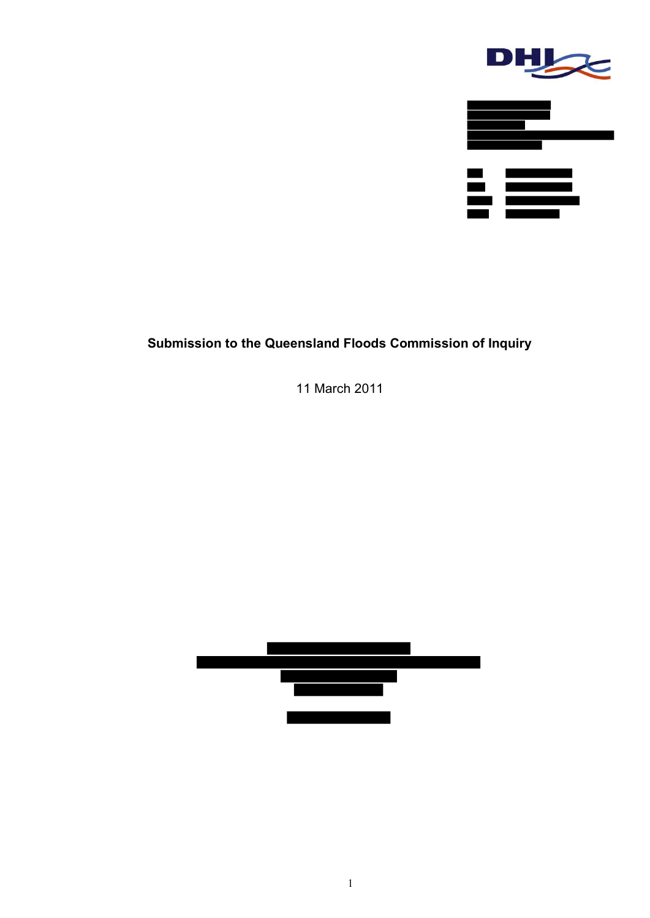DHI

**Submission to the Queensland Floods Commission of Inquiry**

11 March 2011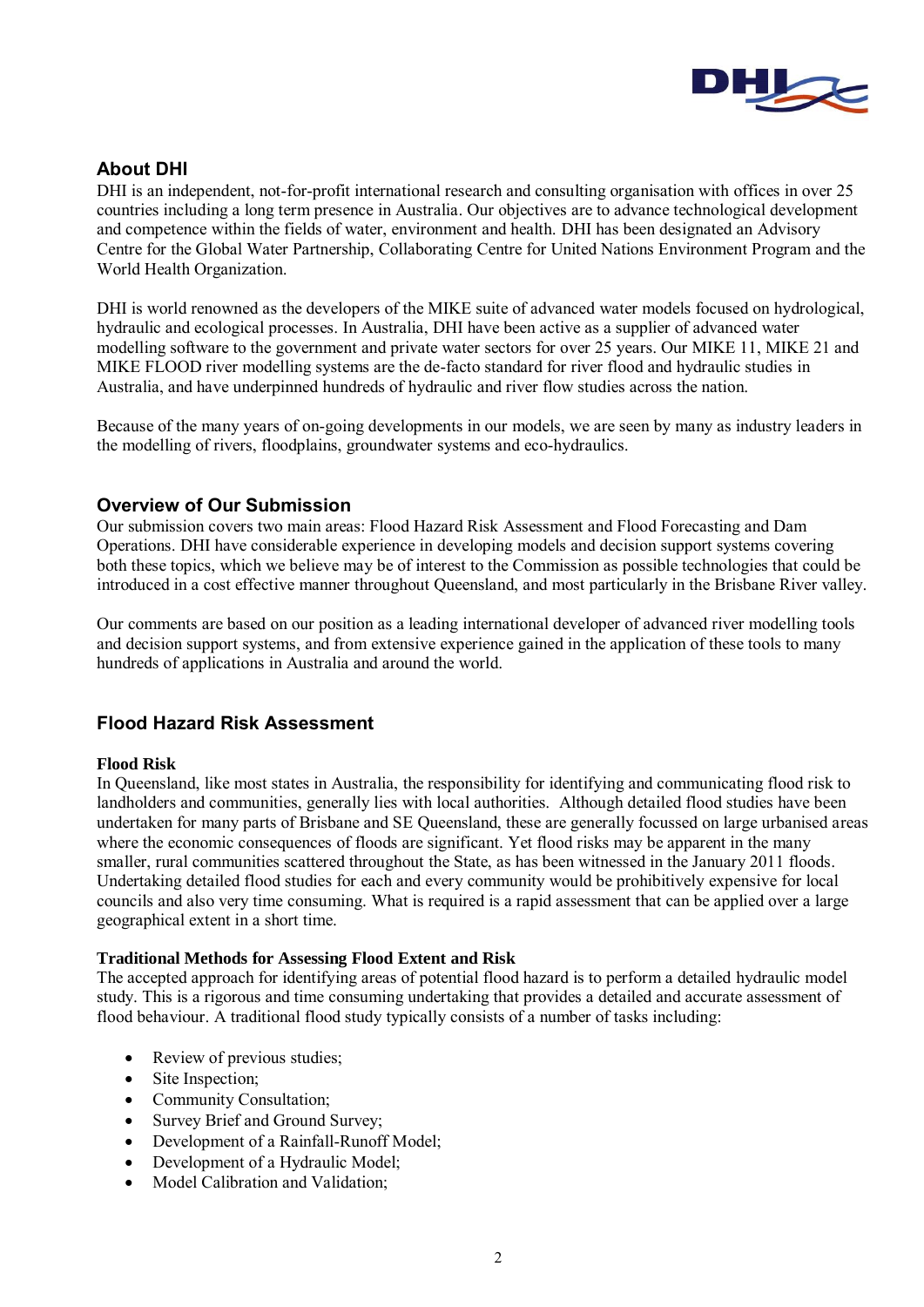## About DHI

DHI is an independent, not-for-profit international research and consulting organisation with offices in over 25 countries including a long term presence in Australia. Our objectives are to advance technological development and competence within the fields of water, environment and health. DHI has been designated an Advisory Centre for the Global Water Partnership, Collaborating Centre for United Nations Environment Program and the World Health Organization.

DHI is world renowned as the developers of the MIKE suite of advanced water models focused on hydrological, hydraulic and ecological processes. In Australia, DHI have been active as a supplier of advanced water modelling software to the government and private water sectors for over 25 years. Our MIKE 11, MIKE 21 and MIKE FLOOD river modelling systems are the de-facto standard for river flood and hydraulic studies in Australia, and have underpinned hundreds of hydraulic and river flow studies across the nation.

Because of the many years of on-going developments in our models, we are seen by many as industry leaders in the modelling of rivers, floodplains, groundwater systems and eco-hydraulics.

## Overview of Our Submission

Our submission covers two main areas: Flood Hazard Risk Assessment and Flood Forecasting and Dam Operations. DHI have considerable experience in developing models and decision support systems covering both these topics, which we believe may be of interest to the Commission as possible technologies that could be introduced in a cost effective manner throughout Queensland, and most particularly in the Brisbane River valley.

Our comments are based on our position as a leading international developer of advanced river modelling tools and decision support systems, and from extensive experience gained in the application of these tools to many hundreds of applications in Australia and around the world.

## Flood Hazard Risk Assessment

### Flood Risk

In Queensland, like most states in Australia, the responsibility for identifying and communicating flood risk to landholders and communities, generally lies with local authorities. Although detailed flood studies have been undertaken for many parts of Brisbane and SE Queensland, these are generally focussed on large urbanised areas where the economic consequences of floods are significant. Yet flood risks may be apparent in the many smaller, rural communities scattered throughout the State, as has been witnessed in the January 2011 floods. Undertaking detailed flood studies for each and every community would be prohibitively expensive for local councils and also very time consuming. What is required is a rapid assessment that can be applied over a large geographical extent in a short time.

### Traditional Methods for Assessing Flood Extent and Risk

The accepted approach for identifying areas of potential flood hazard is to perform a detailed hydraulic model study. This is a rigorous and time consuming undertaking that provides a detailed and accurate assessment of flood behaviour. A traditional flood study typically consists of a number of tasks including:

- Review of previous studies;
- Site Inspection;
- Community Consultation;
- Survey Brief and Ground Survey;
- Development of a Rainfall-Runoff Model;
- Development of a Hydraulic Model;
- Model Calibration and Validation;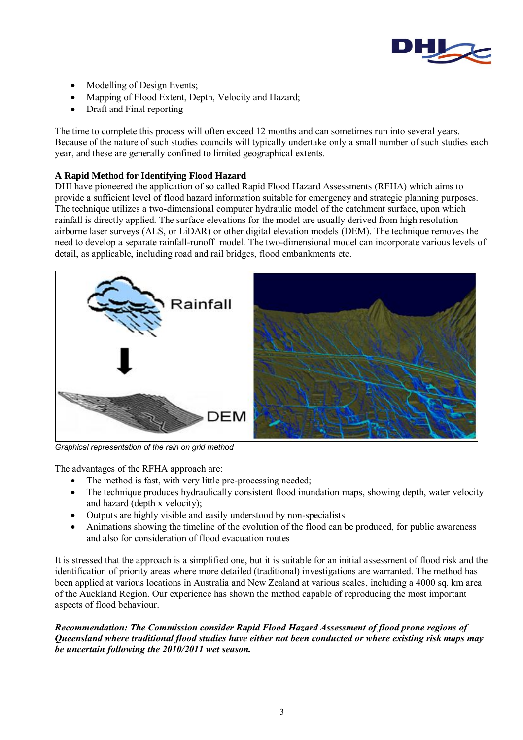- Modelling of Design Events;
- Mapping of Flood Extent, Depth, Velocity and Hazard;
- Draft and Final reporting

The time to complete this process will often exceed 12 months and can sometimes run into several years. Because of the nature of such studies councils will typically undertake only a small number of such studies each year, and these are generally confined to limited geographical extents.

**A Rapid Method for Identifying Flood Hazard**

DHI have pioneered the application of so called Rapid Flood Hazard Assessments (RFHA) which aims to provide a sufficient level of flood hazard information suitable for emergency and strategic planning purposes. The technique utilizes a two-dimensional computer hydraulic model of the catchment surface, upon which rainfall is directly applied. The surface elevations for the model are usually derived from high resolution airborne laser surveys (ALS, or LiDAR) or other digital elevation models (DEM). The technique removes the need to develop a separate rainfall-runoff model. The two-dimensional model can incorporate various levels of detail, as applicable, including road and rail bridges, flood embankments etc.

*Graphical representation of the rain on grid method*

The advantages of the RFHA approach are:

- The method is fast, with very little pre-processing needed;
- The technique produces hydraulically consistent flood inundation maps, showing depth, water velocity and hazard (depth x velocity);
- Outputs are highly visible and easily understood by non-specialists
- Animations showing the timeline of the evolution of the flood can be produced, for public awareness and also for consideration of flood evacuation routes

It is stressed that the approach is a simplified one, but it is suitable for an initial assessment of flood risk and the identification of priority areas where more detailed (traditional) investigations are warranted. The method has been applied at various locations in Australia and New Zealand at various scales, including a 4000 sq. km area of the Auckland Region. Our experience has shown the method capable of reproducing the most important aspects of flood behaviour.

***Recommendation: The Commission consider Rapid Flood Hazard Assessment of flood prone regions of Queensland where traditional flood studies have either not been conducted or where existing risk maps may be uncertain following the 2010/2011 wet season.***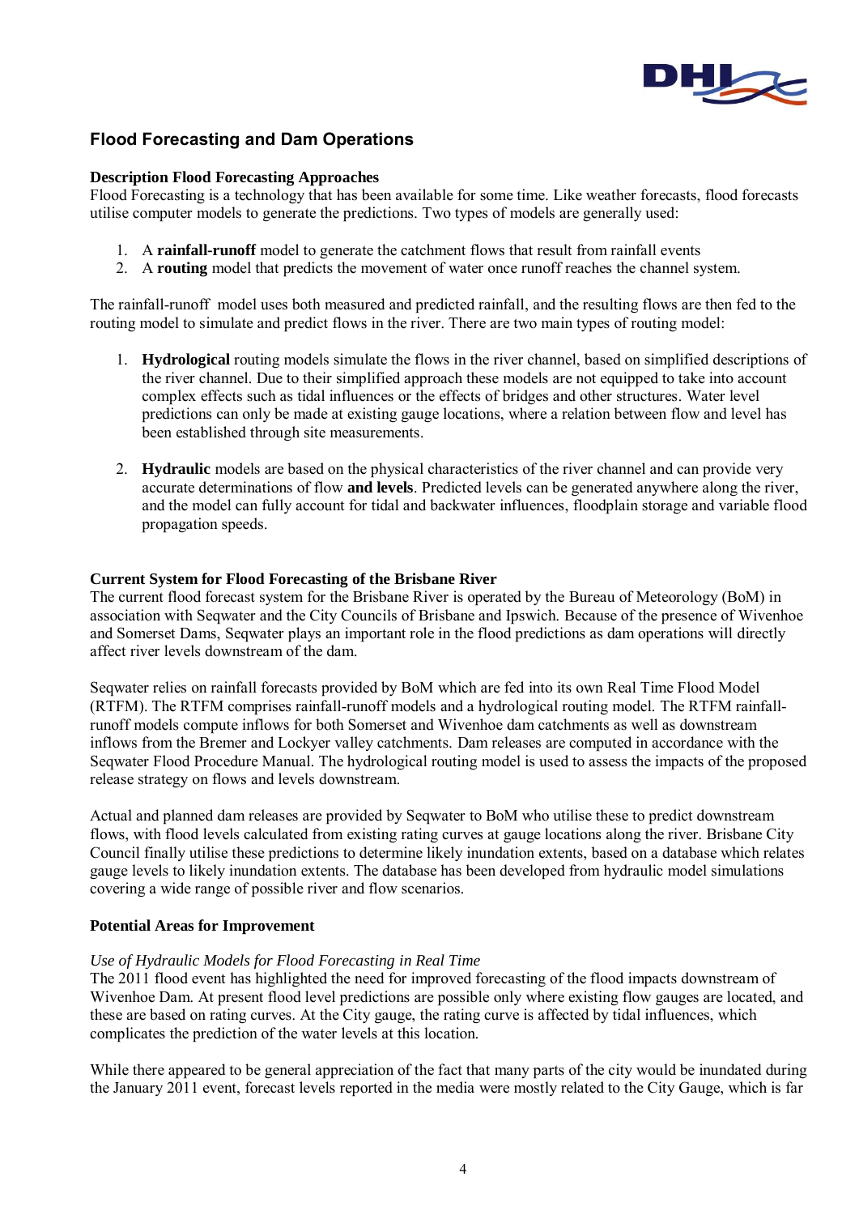## Flood Forecasting and Dam Operations

**Description Flood Forecasting Approaches**
Flood Forecasting is a technology that has been available for some time. Like weather forecasts, flood forecasts utilise computer models to generate the predictions. Two types of models are generally used:

1. A **rainfall-runoff** model to generate the catchment flows that result from rainfall events
2. A **routing** model that predicts the movement of water once runoff reaches the channel system.

The rainfall-runoff model uses both measured and predicted rainfall, and the resulting flows are then fed to the routing model to simulate and predict flows in the river. There are two main types of routing model:

1. **Hydrological** routing models simulate the flows in the river channel, based on simplified descriptions of the river channel. Due to their simplified approach these models are not equipped to take into account complex effects such as tidal influences or the effects of bridges and other structures. Water level predictions can only be made at existing gauge locations, where a relation between flow and level has been established through site measurements.

2. **Hydraulic** models are based on the physical characteristics of the river channel and can provide very accurate determinations of flow **and levels**. Predicted levels can be generated anywhere along the river, and the model can fully account for tidal and backwater influences, floodplain storage and variable flood propagation speeds.

**Current System for Flood Forecasting of the Brisbane River**
The current flood forecast system for the Brisbane River is operated by the Bureau of Meteorology (BoM) in association with Seqwater and the City Councils of Brisbane and Ipswich. Because of the presence of Wivenhoe and Somerset Dams, Seqwater plays an important role in the flood predictions as dam operations will directly affect river levels downstream of the dam.

Seqwater relies on rainfall forecasts provided by BoM which are fed into its own Real Time Flood Model (RTFM). The RTFM comprises rainfall-runoff models and a hydrological routing model. The RTFM rainfall-runoff models compute inflows for both Somerset and Wivenhoe dam catchments as well as downstream inflows from the Bremer and Lockyer valley catchments. Dam releases are computed in accordance with the Seqwater Flood Procedure Manual. The hydrological routing model is used to assess the impacts of the proposed release strategy on flows and levels downstream.

Actual and planned dam releases are provided by Seqwater to BoM who utilise these to predict downstream flows, with flood levels calculated from existing rating curves at gauge locations along the river. Brisbane City Council finally utilise these predictions to determine likely inundation extents, based on a database which relates gauge levels to likely inundation extents. The database has been developed from hydraulic model simulations covering a wide range of possible river and flow scenarios.

**Potential Areas for Improvement**

*Use of Hydraulic Models for Flood Forecasting in Real Time*
The 2011 flood event has highlighted the need for improved forecasting of the flood impacts downstream of Wivenhoe Dam. At present flood level predictions are possible only where existing flow gauges are located, and these are based on rating curves. At the City gauge, the rating curve is affected by tidal influences, which complicates the prediction of the water levels at this location.

While there appeared to be general appreciation of the fact that many parts of the city would be inundated during the January 2011 event, forecast levels reported in the media were mostly related to the City Gauge, which is far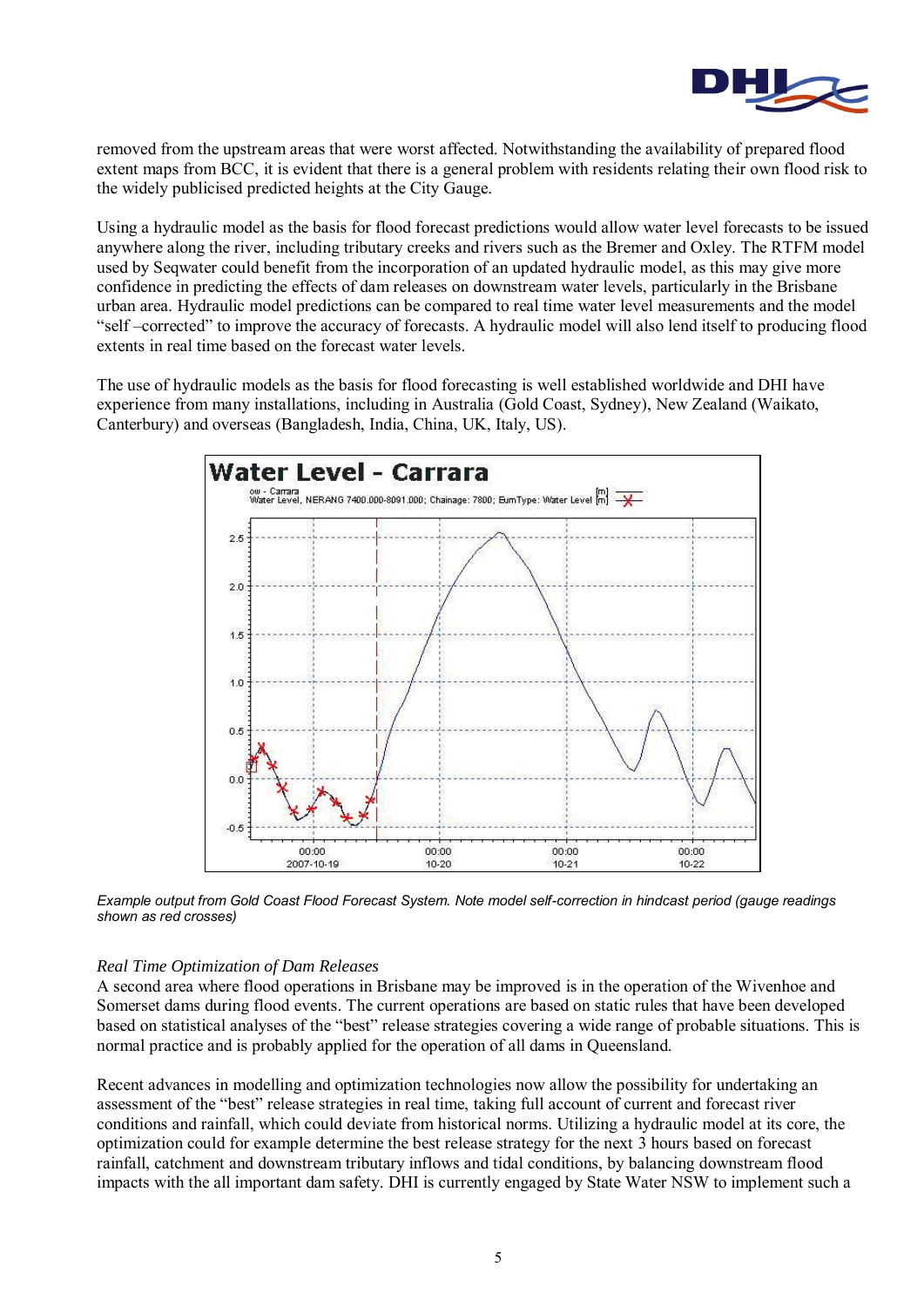removed from the upstream areas that were worst affected. Notwithstanding the availability of prepared flood extent maps from BCC, it is evident that there is a general problem with residents relating their own flood risk to the widely publicised predicted heights at the City Gauge.

Using a hydraulic model as the basis for flood forecast predictions would allow water level forecasts to be issued anywhere along the river, including tributary creeks and rivers such as the Bremer and Oxley. The RTFM model used by Seqwater could benefit from the incorporation of an updated hydraulic model, as this may give more confidence in predicting the effects of dam releases on downstream water levels, particularly in the Brisbane urban area. Hydraulic model predictions can be compared to real time water level measurements and the model "self –corrected" to improve the accuracy of forecasts. A hydraulic model will also lend itself to producing flood extents in real time based on the forecast water levels.

The use of hydraulic models as the basis for flood forecasting is well established worldwide and DHI have experience from many installations, including in Australia (Gold Coast, Sydney), New Zealand (Waikato, Canterbury) and overseas (Bangladesh, India, China, UK, Italy, US).

*Example output from Gold Coast Flood Forecast System. Note model self-correction in hindcast period (gauge readings shown as red crosses)*

*Real Time Optimization of Dam Releases*

A second area where flood operations in Brisbane may be improved is in the operation of the Wivenhoe and Somerset dams during flood events. The current operations are based on static rules that have been developed based on statistical analyses of the "best" release strategies covering a wide range of probable situations. This is normal practice and is probably applied for the operation of all dams in Queensland.

Recent advances in modelling and optimization technologies now allow the possibility for undertaking an assessment of the "best" release strategies in real time, taking full account of current and forecast river conditions and rainfall, which could deviate from historical norms. Utilizing a hydraulic model at its core, the optimization could for example determine the best release strategy for the next 3 hours based on forecast rainfall, catchment and downstream tributary inflows and tidal conditions, by balancing downstream flood impacts with the all important dam safety. DHI is currently engaged by State Water NSW to implement such a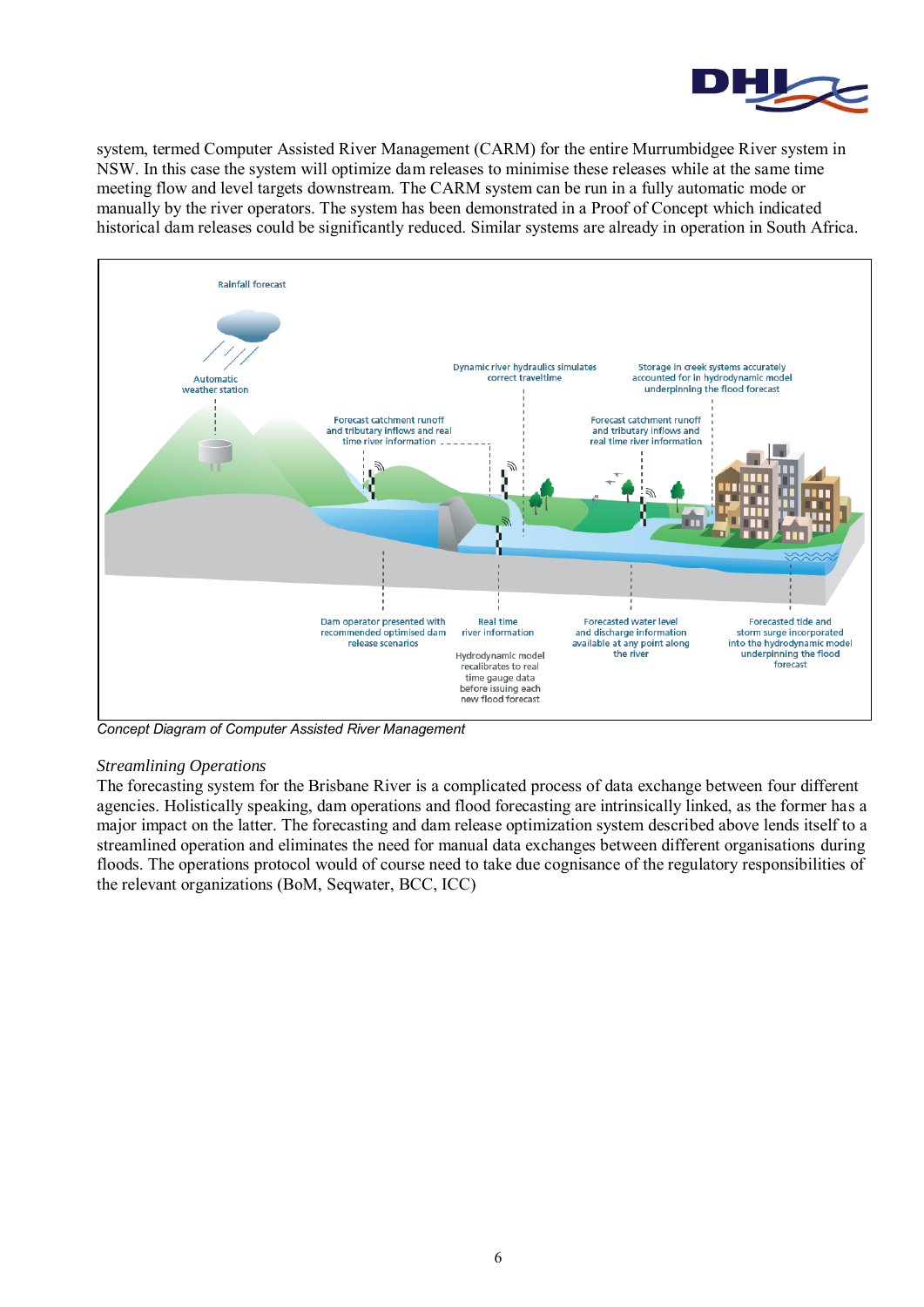system, termed Computer Assisted River Management (CARM) for the entire Murrumbidgee River system in NSW. In this case the system will optimize dam releases to minimise these releases while at the same time meeting flow and level targets downstream. The CARM system can be run in a fully automatic mode or manually by the river operators. The system has been demonstrated in a Proof of Concept which indicated historical dam releases could be significantly reduced. Similar systems are already in operation in South Africa.

Rainfall forecast

Automatic weather station

Dynamic river hydraulics simulates correct traveltime

Storage in creek systems accurately accounted for in hydrodynamic model underpinning the flood forecast

Forecast catchment runoff and tributary inflows and real time river information

Forecast catchment runoff and tributary inflows and real time river information

Dam operator presented with recommended optimised dam release scenarios

Real time river information

Hydrodynamic model recalibrates to real time gauge data before issuing each new flood forecast

Forecasted water level and discharge information available at any point along the river

Forecasted tide and storm surge incorporated into the hydrodynamic model underpinning the flood forecast

*Concept Diagram of Computer Assisted River Management*

*Streamlining Operations*

The forecasting system for the Brisbane River is a complicated process of data exchange between four different agencies. Holistically speaking, dam operations and flood forecasting are intrinsically linked, as the former has a major impact on the latter. The forecasting and dam release optimization system described above lends itself to a streamlined operation and eliminates the need for manual data exchanges between different organisations during floods. The operations protocol would of course need to take due cognisance of the regulatory responsibilities of the relevant organizations (BoM, Seqwater, BCC, ICC)